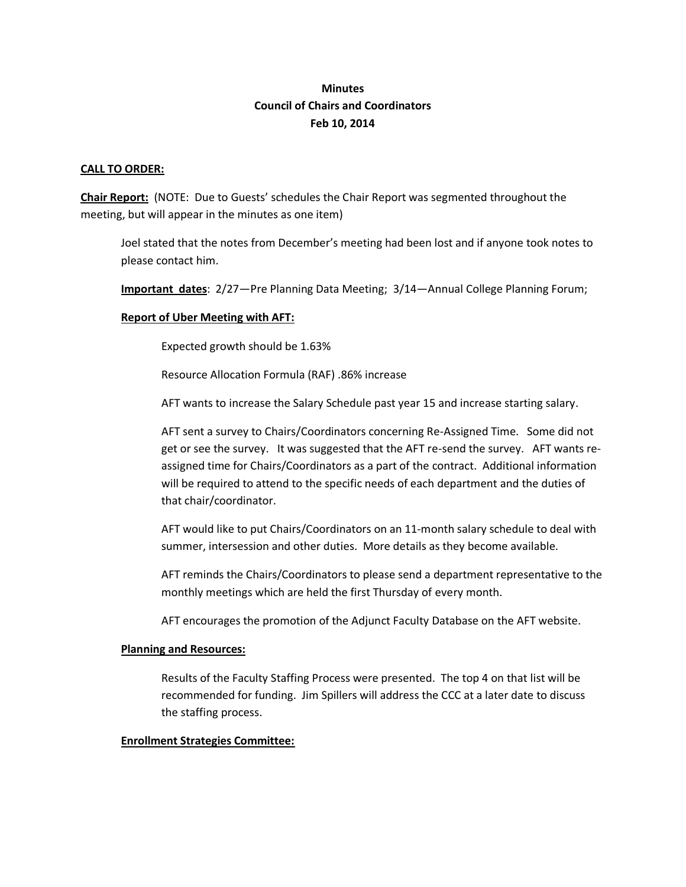# Minutes
# Council of Chairs and Coordinators
# Feb 10, 2014

**CALL TO ORDER:**

**Chair Report:** (NOTE: Due to Guests' schedules the Chair Report was segmented throughout the meeting, but will appear in the minutes as one item)

Joel stated that the notes from December's meeting had been lost and if anyone took notes to please contact him.

**Important dates**: 2/27—Pre Planning Data Meeting; 3/14—Annual College Planning Forum;

**Report of Uber Meeting with AFT:**

Expected growth should be 1.63%

Resource Allocation Formula (RAF) .86% increase

AFT wants to increase the Salary Schedule past year 15 and increase starting salary.

AFT sent a survey to Chairs/Coordinators concerning Re-Assigned Time. Some did not get or see the survey. It was suggested that the AFT re-send the survey. AFT wants re-assigned time for Chairs/Coordinators as a part of the contract. Additional information will be required to attend to the specific needs of each department and the duties of that chair/coordinator.

AFT would like to put Chairs/Coordinators on an 11-month salary schedule to deal with summer, intersession and other duties. More details as they become available.

AFT reminds the Chairs/Coordinators to please send a department representative to the monthly meetings which are held the first Thursday of every month.

AFT encourages the promotion of the Adjunct Faculty Database on the AFT website.

**Planning and Resources:**

Results of the Faculty Staffing Process were presented. The top 4 on that list will be recommended for funding. Jim Spillers will address the CCC at a later date to discuss the staffing process.

**Enrollment Strategies Committee:**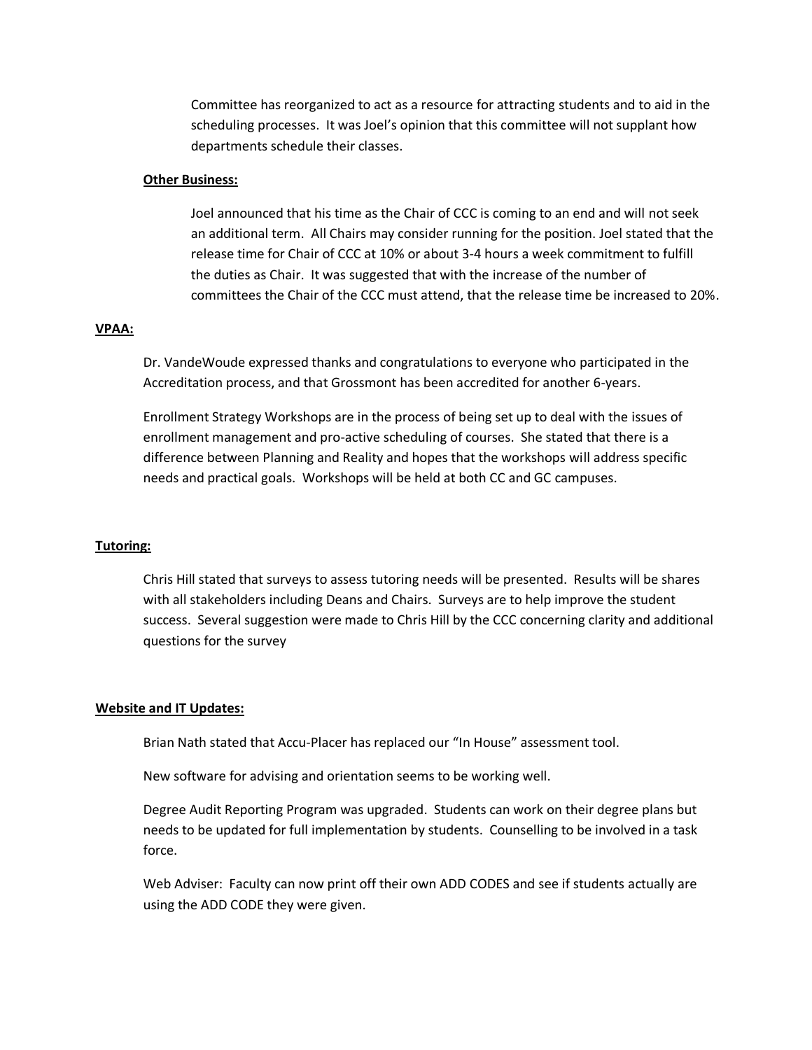Committee has reorganized to act as a resource for attracting students and to aid in the scheduling processes. It was Joel's opinion that this committee will not supplant how departments schedule their classes.

**Other Business:**

Joel announced that his time as the Chair of CCC is coming to an end and will not seek an additional term. All Chairs may consider running for the position. Joel stated that the release time for Chair of CCC at 10% or about 3-4 hours a week commitment to fulfill the duties as Chair. It was suggested that with the increase of the number of committees the Chair of the CCC must attend, that the release time be increased to 20%.

**VPAA:**

Dr. VandeWoude expressed thanks and congratulations to everyone who participated in the Accreditation process, and that Grossmont has been accredited for another 6-years.

Enrollment Strategy Workshops are in the process of being set up to deal with the issues of enrollment management and pro-active scheduling of courses. She stated that there is a difference between Planning and Reality and hopes that the workshops will address specific needs and practical goals. Workshops will be held at both CC and GC campuses.

**Tutoring:**

Chris Hill stated that surveys to assess tutoring needs will be presented. Results will be shares with all stakeholders including Deans and Chairs. Surveys are to help improve the student success. Several suggestion were made to Chris Hill by the CCC concerning clarity and additional questions for the survey

**Website and IT Updates:**

Brian Nath stated that Accu-Placer has replaced our "In House" assessment tool.

New software for advising and orientation seems to be working well.

Degree Audit Reporting Program was upgraded. Students can work on their degree plans but needs to be updated for full implementation by students. Counselling to be involved in a task force.

Web Adviser: Faculty can now print off their own ADD CODES and see if students actually are using the ADD CODE they were given.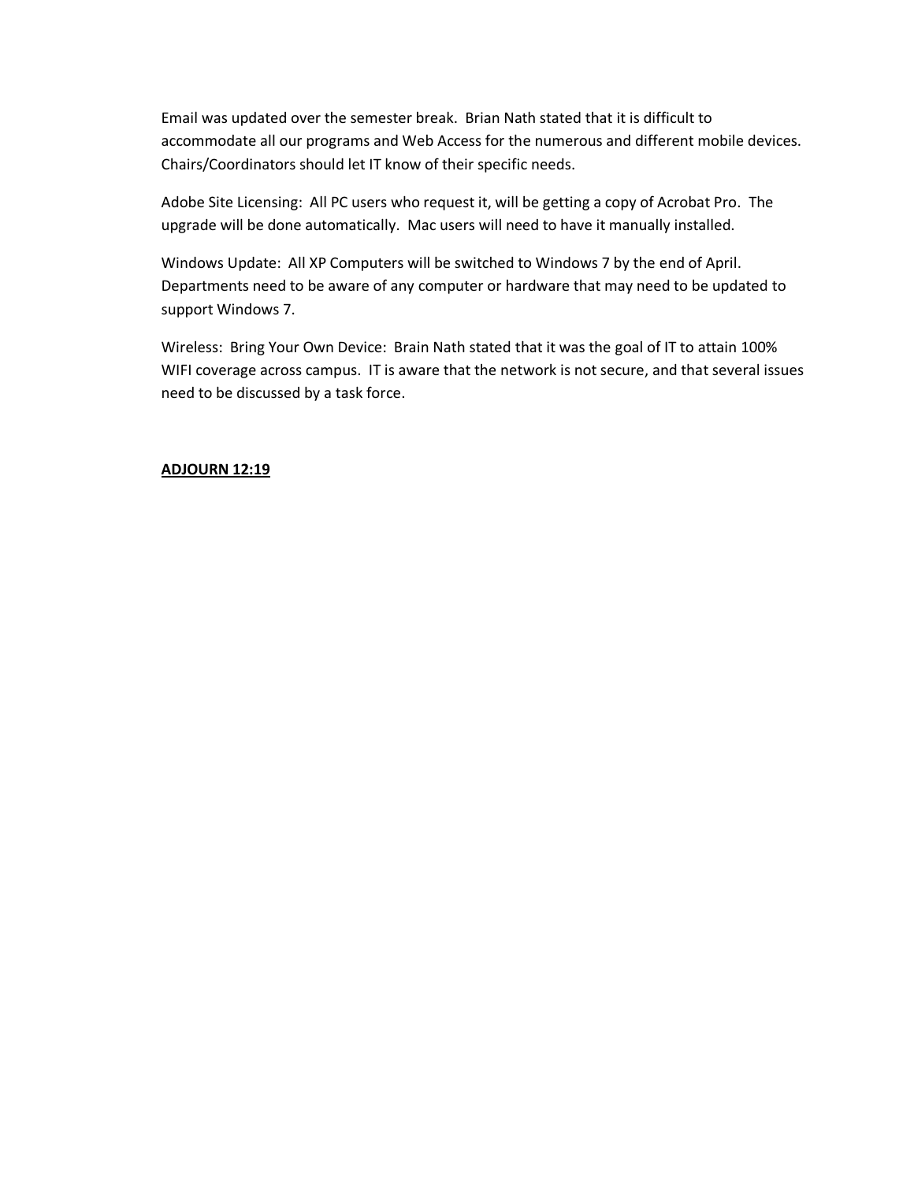Email was updated over the semester break. Brian Nath stated that it is difficult to accommodate all our programs and Web Access for the numerous and different mobile devices. Chairs/Coordinators should let IT know of their specific needs.

Adobe Site Licensing: All PC users who request it, will be getting a copy of Acrobat Pro. The upgrade will be done automatically. Mac users will need to have it manually installed.

Windows Update: All XP Computers will be switched to Windows 7 by the end of April. Departments need to be aware of any computer or hardware that may need to be updated to support Windows 7.

Wireless: Bring Your Own Device: Brain Nath stated that it was the goal of IT to attain 100% WIFI coverage across campus. IT is aware that the network is not secure, and that several issues need to be discussed by a task force.

**ADJOURN 12:19**